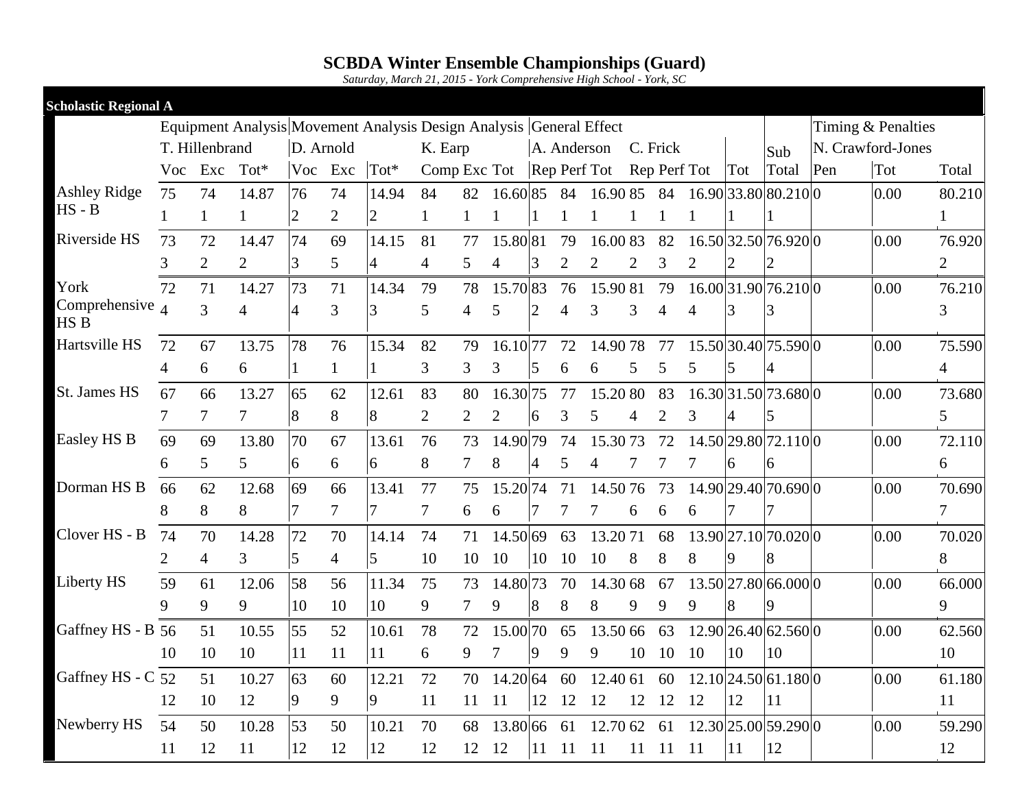# SCBDA Winter Ensemble Championships (Guard)

*Saturday, March 21, 2015 - York Comprehensive High School - York, SC*

## Scholastic Regional A

| | Equipment Analysis | | | Movement Analysis | | | Design Analysis | | | General Effect | | | | | | | Sub | Timing & Penalties | | |
|---|---|---|---|---|---|---|---|---|---|---|---|---|---|---|---|---|---|---|---|---|
| | T. Hillenbrand | | | D. Arnold | | | K. Earp | | | A. Anderson | | | C. Frick | | | | | N. Crawford-Jones | | |
| | Voc | Exc | Tot* | Voc | Exc | Tot* | Comp | Exc | Tot | Rep | Perf | Tot | Rep | Perf | Tot | Tot | Total | Pen | Tot | Total |
| Ashley Ridge HS - B | 75 | 74 | 14.87 | 76 | 74 | 14.94 | 84 | 82 | 16.60 | 85 | 84 | 16.90 | 85 | 84 | 16.90 | 33.80 | 80.210 | 0 | 0.00 | 80.210 |
| | 1 | 1 | 1 | 2 | 2 | 2 | 1 | 1 | 1 | 1 | 1 | 1 | 1 | 1 | 1 | 1 | 1 | | | 1 |
| Riverside HS | 73 | 72 | 14.47 | 74 | 69 | 14.15 | 81 | 77 | 15.80 | 81 | 79 | 16.00 | 83 | 82 | 16.50 | 32.50 | 76.920 | 0 | 0.00 | 76.920 |
| | 3 | 2 | 2 | 3 | 5 | 4 | 4 | 5 | 4 | 3 | 2 | 2 | 2 | 3 | 2 | 2 | 2 | | | 2 |
| York Comprehensive HS B | 72 | 71 | 14.27 | 73 | 71 | 14.34 | 79 | 78 | 15.70 | 83 | 76 | 15.90 | 81 | 79 | 16.00 | 31.90 | 76.210 | 0 | 0.00 | 76.210 |
| | 4 | 3 | 4 | 4 | 3 | 3 | 5 | 4 | 5 | 2 | 4 | 3 | 3 | 4 | 4 | 3 | 3 | | | 3 |
| Hartsville HS | 72 | 67 | 13.75 | 78 | 76 | 15.34 | 82 | 79 | 16.10 | 77 | 72 | 14.90 | 78 | 77 | 15.50 | 30.40 | 75.590 | 0 | 0.00 | 75.590 |
| | 4 | 6 | 6 | 1 | 1 | 1 | 3 | 3 | 3 | 5 | 6 | 6 | 5 | 5 | 5 | 5 | 4 | | | 4 |
| St. James HS | 67 | 66 | 13.27 | 65 | 62 | 12.61 | 83 | 80 | 16.30 | 75 | 77 | 15.20 | 80 | 83 | 16.30 | 31.50 | 73.680 | 0 | 0.00 | 73.680 |
| | 7 | 7 | 7 | 8 | 8 | 8 | 2 | 2 | 2 | 6 | 3 | 5 | 4 | 2 | 3 | 4 | 5 | | | 5 |
| Easley HS B | 69 | 69 | 13.80 | 70 | 67 | 13.61 | 76 | 73 | 14.90 | 79 | 74 | 15.30 | 73 | 72 | 14.50 | 29.80 | 72.110 | 0 | 0.00 | 72.110 |
| | 6 | 5 | 5 | 6 | 6 | 6 | 8 | 7 | 8 | 4 | 5 | 4 | 7 | 7 | 7 | 6 | 6 | | | 6 |
| Dorman HS B | 66 | 62 | 12.68 | 69 | 66 | 13.41 | 77 | 75 | 15.20 | 74 | 71 | 14.50 | 76 | 73 | 14.90 | 29.40 | 70.690 | 0 | 0.00 | 70.690 |
| | 8 | 8 | 8 | 7 | 7 | 7 | 7 | 6 | 6 | 7 | 7 | 7 | 6 | 6 | 6 | 7 | 7 | | | 7 |
| Clover HS - B | 74 | 70 | 14.28 | 72 | 70 | 14.14 | 74 | 71 | 14.50 | 69 | 63 | 13.20 | 71 | 68 | 13.90 | 27.10 | 70.020 | 0 | 0.00 | 70.020 |
| | 2 | 4 | 3 | 5 | 4 | 5 | 10 | 10 | 10 | 10 | 10 | 10 | 8 | 8 | 8 | 9 | 8 | | | 8 |
| Liberty HS | 59 | 61 | 12.06 | 58 | 56 | 11.34 | 75 | 73 | 14.80 | 73 | 70 | 14.30 | 68 | 67 | 13.50 | 27.80 | 66.000 | 0 | 0.00 | 66.000 |
| | 9 | 9 | 9 | 10 | 10 | 10 | 9 | 7 | 9 | 8 | 8 | 8 | 9 | 9 | 9 | 8 | 9 | | | 9 |
| Gaffney HS - B | 56 | 51 | 10.55 | 55 | 52 | 10.61 | 78 | 72 | 15.00 | 70 | 65 | 13.50 | 66 | 63 | 12.90 | 26.40 | 62.560 | 0 | 0.00 | 62.560 |
| | 10 | 10 | 10 | 11 | 11 | 11 | 6 | 9 | 7 | 9 | 9 | 9 | 10 | 10 | 10 | 10 | 10 | | | 10 |
| Gaffney HS - C | 52 | 51 | 10.27 | 63 | 60 | 12.21 | 72 | 70 | 14.20 | 64 | 60 | 12.40 | 61 | 60 | 12.10 | 24.50 | 61.180 | 0 | 0.00 | 61.180 |
| | 12 | 10 | 12 | 9 | 9 | 9 | 11 | 11 | 11 | 12 | 12 | 12 | 12 | 12 | 12 | 12 | 11 | | | 11 |
| Newberry HS | 54 | 50 | 10.28 | 53 | 50 | 10.21 | 70 | 68 | 13.80 | 66 | 61 | 12.70 | 62 | 61 | 12.30 | 25.00 | 59.290 | 0 | 0.00 | 59.290 |
| | 11 | 12 | 11 | 12 | 12 | 12 | 12 | 12 | 12 | 11 | 11 | 11 | 11 | 11 | 11 | 11 | 12 | | | 12 |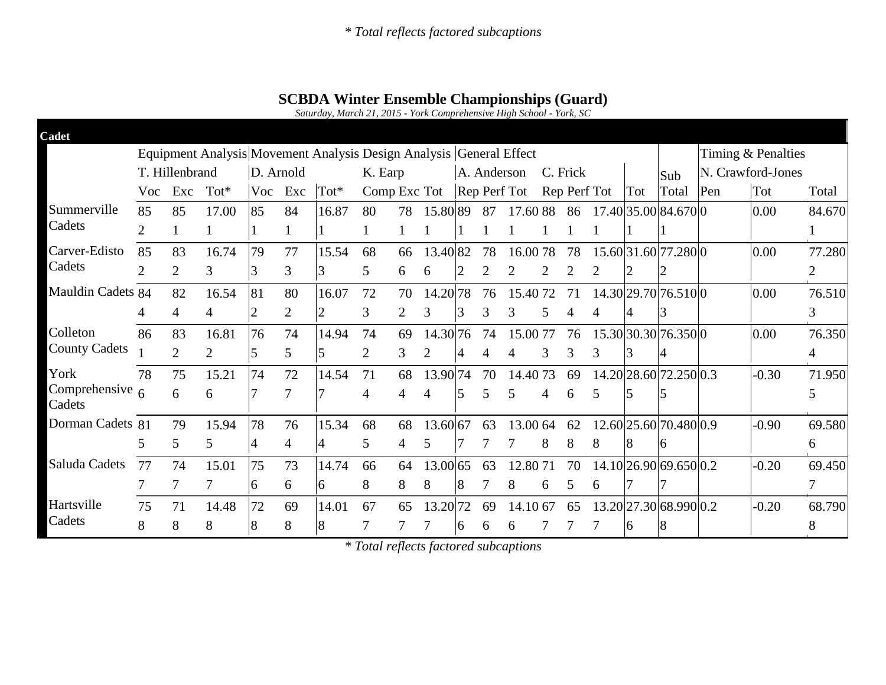* Total reflects factored subcaptions

## SCBDA Winter Ensemble Championships (Guard)

*Saturday, March 21, 2015 - York Comprehensive High School - York, SC*

**Cadet**

| | Equipment Analysis | | | Movement Analysis | | | Design Analysis | | | General Effect | | | | | | | | Timing & Penalties | | |
|---|---|---|---|---|---|---|---|---|---|---|---|---|---|---|---|---|---|---|---|---|
| | T. Hillenbrand | | | D. Arnold | | | K. Earp | | | A. Anderson | | | C. Frick | | | | Sub | N. Crawford-Jones | | |
| | Voc | Exc | Tot* | Voc | Exc | Tot* | Comp | Exc | Tot | Rep | Perf | Tot | Rep | Perf | Tot | Tot | Total | Pen | Tot | Total |
| Summerville Cadets | 85<br>2 | 85<br>1 | 17.00<br>1 | 85<br>1 | 84<br>1 | 16.87<br>1 | 80<br>1 | 78<br>1 | 15.80<br>1 | 89<br>1 | 87<br>1 | 17.60<br>1 | 88<br>1 | 86<br>1 | 17.40<br>1 | 35.00<br>1 | 84.670<br>1 | 0 | 0.00 | 84.670<br>1 |
| Carver-Edisto Cadets | 85<br>2 | 83<br>2 | 16.74<br>3 | 79<br>3 | 77<br>3 | 15.54<br>3 | 68<br>5 | 66<br>6 | 13.40<br>6 | 82<br>2 | 78<br>2 | 16.00<br>2 | 78<br>2 | 78<br>2 | 15.60<br>2 | 31.60<br>2 | 77.280<br>2 | 0 | 0.00 | 77.280<br>2 |
| Mauldin Cadets | 84<br>4 | 82<br>4 | 16.54<br>4 | 81<br>2 | 80<br>2 | 16.07<br>2 | 72<br>3 | 70<br>2 | 14.20<br>3 | 78<br>3 | 76<br>3 | 15.40<br>3 | 72<br>5 | 71<br>4 | 14.30<br>4 | 29.70<br>4 | 76.510<br>3 | 0 | 0.00 | 76.510<br>3 |
| Colleton County Cadets | 86<br>1 | 83<br>2 | 16.81<br>2 | 76<br>5 | 74<br>5 | 14.94<br>5 | 74<br>2 | 69<br>3 | 14.30<br>2 | 76<br>4 | 74<br>4 | 15.00<br>4 | 77<br>3 | 76<br>3 | 15.30<br>3 | 30.30<br>3 | 76.350<br>4 | 0 | 0.00 | 76.350<br>4 |
| York Comprehensive Cadets | 78<br>6 | 75<br>6 | 15.21<br>6 | 74<br>7 | 72<br>7 | 14.54<br>7 | 71<br>4 | 68<br>4 | 13.90<br>4 | 74<br>5 | 70<br>5 | 14.40<br>5 | 73<br>4 | 69<br>6 | 14.20<br>5 | 28.60<br>5 | 72.250<br>5 | 0.3 | -0.30 | 71.950<br>5 |
| Dorman Cadets | 81<br>5 | 79<br>5 | 15.94<br>5 | 78<br>4 | 76<br>4 | 15.34<br>4 | 68<br>5 | 68<br>4 | 13.60<br>5 | 67<br>7 | 63<br>7 | 13.00<br>7 | 64<br>8 | 62<br>8 | 12.60<br>8 | 25.60<br>8 | 70.480<br>6 | 0.9 | -0.90 | 69.580<br>6 |
| Saluda Cadets | 77<br>7 | 74<br>7 | 15.01<br>7 | 75<br>6 | 73<br>6 | 14.74<br>6 | 66<br>8 | 64<br>8 | 13.00<br>8 | 65<br>8 | 63<br>7 | 12.80<br>8 | 71<br>6 | 70<br>5 | 14.10<br>6 | 26.90<br>7 | 69.650<br>7 | 0.2 | -0.20 | 69.450<br>7 |
| Hartsville Cadets | 75<br>8 | 71<br>8 | 14.48<br>8 | 72<br>8 | 69<br>8 | 14.01<br>8 | 67<br>7 | 65<br>7 | 13.20<br>7 | 72<br>6 | 69<br>6 | 14.10<br>6 | 67<br>7 | 65<br>7 | 13.20<br>7 | 27.30<br>6 | 68.990<br>8 | 0.2 | -0.20 | 68.790<br>8 |

* Total reflects factored subcaptions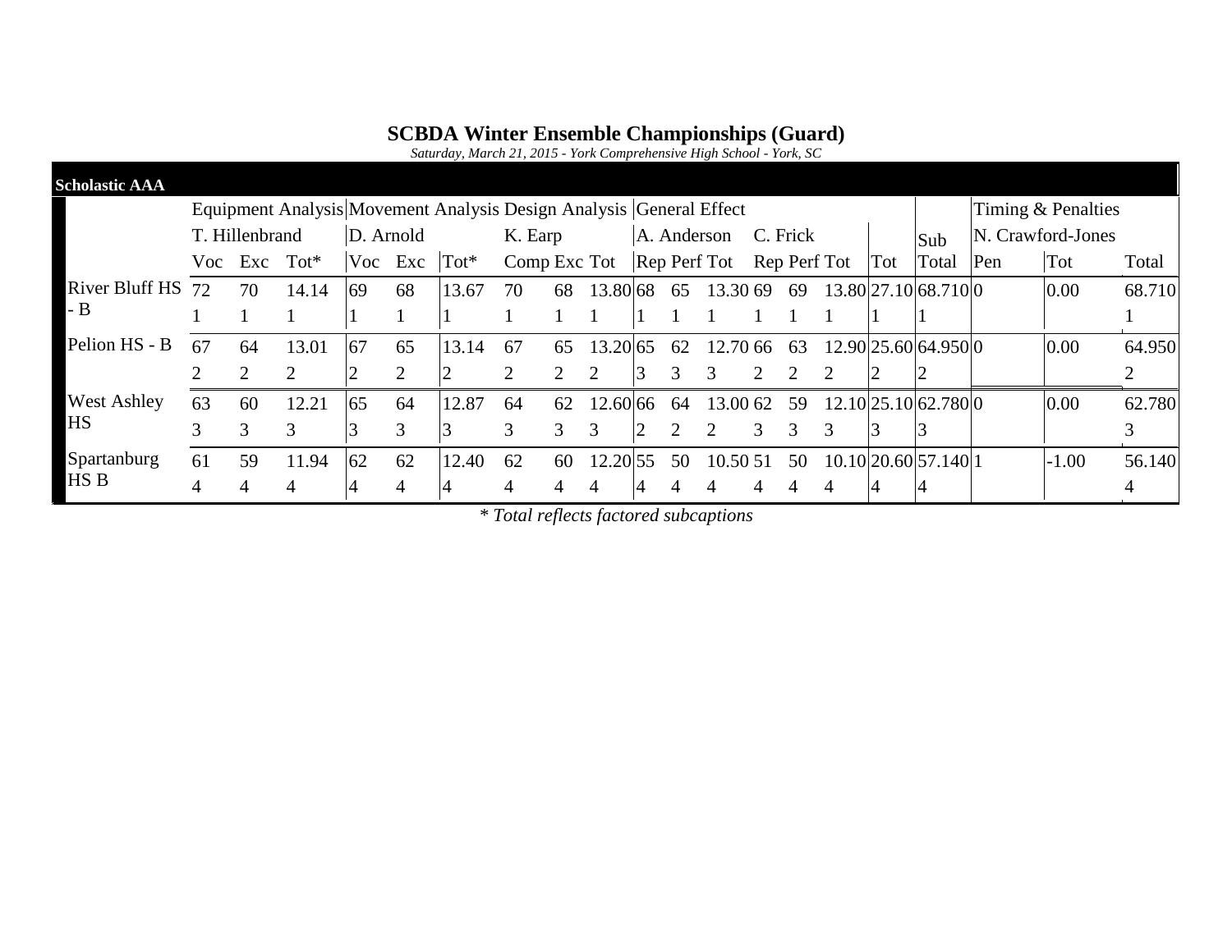# SCBDA Winter Ensemble Championships (Guard)

*Saturday, March 21, 2015 - York Comprehensive High School - York, SC*

**Scholastic AAA**

| | Equipment Analysis | | | Movement Analysis | | | Design Analysis | | | General Effect | | | | | | | | Timing & Penalties | | |
|---|---|---|---|---|---|---|---|---|---|---|---|---|---|---|---|---|---|---|---|---|
| | T. Hillenbrand | | | D. Arnold | | | K. Earp | | | A. Anderson | | | C. Frick | | | | Sub | N. Crawford-Jones | | |
| | Voc | Exc | Tot* | Voc | Exc | Tot* | Comp | Exc | Tot | Rep | Perf | Tot | Rep | Perf | Tot | Tot | Total | Pen | Tot | Total |
| River Bluff HS - B | 72 | 70 | 14.14 | 69 | 68 | 13.67 | 70 | 68 | 13.80 | 68 | 65 | 13.30 | 69 | 69 | 13.80 | 27.10 | 68.710 | 0 | 0.00 | 68.710 |
| | 1 | 1 | 1 | 1 | 1 | 1 | 1 | 1 | 1 | 1 | 1 | 1 | 1 | 1 | 1 | 1 | 1 | | | 1 |
| Pelion HS - B | 67 | 64 | 13.01 | 67 | 65 | 13.14 | 67 | 65 | 13.20 | 65 | 62 | 12.70 | 66 | 63 | 12.90 | 25.60 | 64.950 | 0 | 0.00 | 64.950 |
| | 2 | 2 | 2 | 2 | 2 | 2 | 2 | 2 | 2 | 3 | 3 | 3 | 2 | 2 | 2 | 2 | 2 | | | 2 |
| West Ashley HS | 63 | 60 | 12.21 | 65 | 64 | 12.87 | 64 | 62 | 12.60 | 66 | 64 | 13.00 | 62 | 59 | 12.10 | 25.10 | 62.780 | 0 | 0.00 | 62.780 |
| | 3 | 3 | 3 | 3 | 3 | 3 | 3 | 3 | 3 | 2 | 2 | 2 | 3 | 3 | 3 | 3 | 3 | | | 3 |
| Spartanburg HS B | 61 | 59 | 11.94 | 62 | 62 | 12.40 | 62 | 60 | 12.20 | 55 | 50 | 10.50 | 51 | 50 | 10.10 | 20.60 | 57.140 | 1 | -1.00 | 56.140 |
| | 4 | 4 | 4 | 4 | 4 | 4 | 4 | 4 | 4 | 4 | 4 | 4 | 4 | 4 | 4 | 4 | 4 | | | 4 |

*\* Total reflects factored subcaptions*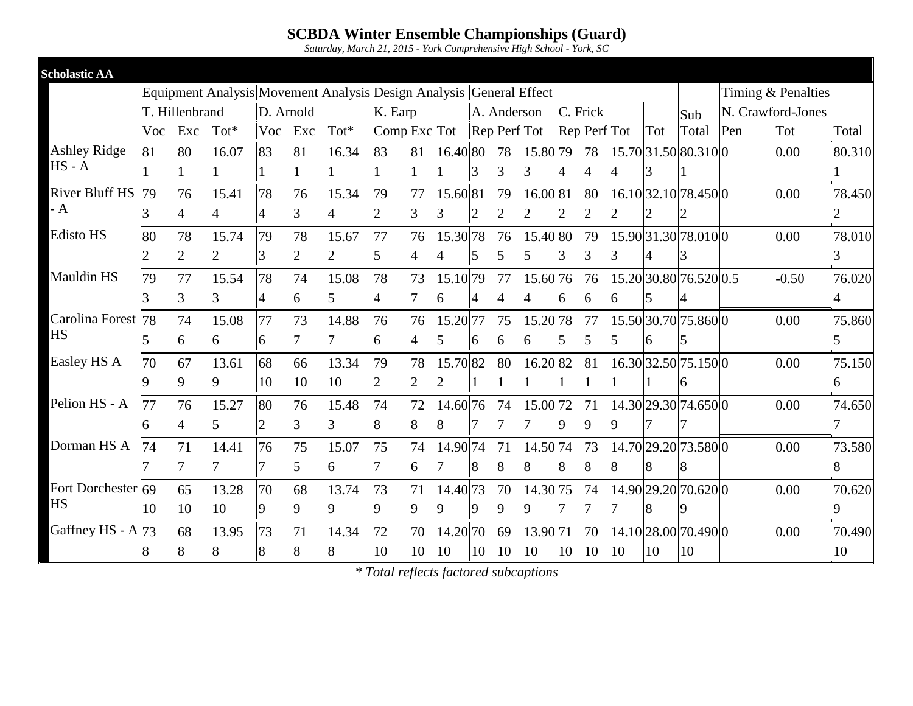# SCBDA Winter Ensemble Championships (Guard)

*Saturday, March 21, 2015 - York Comprehensive High School - York, SC*

**Scholastic AA**

| | Equipment Analysis | | | Movement Analysis | | | Design Analysis | | | General Effect | | | | | | | | Timing & Penalties | | |
|---|---|---|---|---|---|---|---|---|---|---|---|---|---|---|---|---|---|---|---|---|
| | T. Hillenbrand | | | D. Arnold | | | K. Earp | | | A. Anderson | | | C. Frick | | | | | N. Crawford-Jones | | |
| | Voc | Exc | Tot* | Voc | Exc | Tot* | Comp | Exc | Tot | Rep | Perf | Tot | Rep | Perf | Tot | Tot | Sub Total | Pen | Tot | Total |
| Ashley Ridge HS - A | 81 | 80 | 16.07 | 83 | 81 | 16.34 | 83 | 81 | 16.40 | 80 | 78 | 15.80 | 79 | 78 | 15.70 | 31.50 | 80.310 | 0 | 0.00 | 80.310 |
| | 1 | 1 | 1 | 1 | 1 | 1 | 1 | 1 | 1 | 3 | 3 | 3 | 4 | 4 | 4 | 3 | 1 | | | 1 |
| River Bluff HS - A | 79 | 76 | 15.41 | 78 | 76 | 15.34 | 79 | 77 | 15.60 | 81 | 79 | 16.00 | 81 | 80 | 16.10 | 32.10 | 78.450 | 0 | 0.00 | 78.450 |
| | 3 | 4 | 4 | 4 | 3 | 4 | 2 | 3 | 3 | 2 | 2 | 2 | 2 | 2 | 2 | 2 | 2 | | | 2 |
| Edisto HS | 80 | 78 | 15.74 | 79 | 78 | 15.67 | 77 | 76 | 15.30 | 78 | 76 | 15.40 | 80 | 79 | 15.90 | 31.30 | 78.010 | 0 | 0.00 | 78.010 |
| | 2 | 2 | 2 | 3 | 2 | 2 | 5 | 4 | 4 | 5 | 5 | 5 | 3 | 3 | 3 | 4 | 3 | | | 3 |
| Mauldin HS | 79 | 77 | 15.54 | 78 | 74 | 15.08 | 78 | 73 | 15.10 | 79 | 77 | 15.60 | 76 | 76 | 15.20 | 30.80 | 76.520 | 0.5 | -0.50 | 76.020 |
| | 3 | 3 | 3 | 4 | 6 | 5 | 4 | 7 | 6 | 4 | 4 | 4 | 6 | 6 | 6 | 5 | 4 | | | 4 |
| Carolina Forest HS | 78 | 74 | 15.08 | 77 | 73 | 14.88 | 76 | 76 | 15.20 | 77 | 75 | 15.20 | 78 | 77 | 15.50 | 30.70 | 75.860 | 0 | 0.00 | 75.860 |
| | 5 | 6 | 6 | 6 | 7 | 7 | 6 | 4 | 5 | 6 | 6 | 6 | 5 | 5 | 5 | 6 | 5 | | | 5 |
| Easley HS A | 70 | 67 | 13.61 | 68 | 66 | 13.34 | 79 | 78 | 15.70 | 82 | 80 | 16.20 | 82 | 81 | 16.30 | 32.50 | 75.150 | 0 | 0.00 | 75.150 |
| | 9 | 9 | 9 | 10 | 10 | 10 | 2 | 2 | 2 | 1 | 1 | 1 | 1 | 1 | 1 | 1 | 6 | | | 6 |
| Pelion HS - A | 77 | 76 | 15.27 | 80 | 76 | 15.48 | 74 | 72 | 14.60 | 76 | 74 | 15.00 | 72 | 71 | 14.30 | 29.30 | 74.650 | 0 | 0.00 | 74.650 |
| | 6 | 4 | 5 | 2 | 3 | 3 | 8 | 8 | 8 | 7 | 7 | 7 | 9 | 9 | 9 | 7 | 7 | | | 7 |
| Dorman HS A | 74 | 71 | 14.41 | 76 | 75 | 15.07 | 75 | 74 | 14.90 | 74 | 71 | 14.50 | 74 | 73 | 14.70 | 29.20 | 73.580 | 0 | 0.00 | 73.580 |
| | 7 | 7 | 7 | 7 | 5 | 6 | 7 | 6 | 7 | 8 | 8 | 8 | 8 | 8 | 8 | 8 | 8 | | | 8 |
| Fort Dorchester HS | 69 | 65 | 13.28 | 70 | 68 | 13.74 | 73 | 71 | 14.40 | 73 | 70 | 14.30 | 75 | 74 | 14.90 | 29.20 | 70.620 | 0 | 0.00 | 70.620 |
| | 10 | 10 | 10 | 9 | 9 | 9 | 9 | 9 | 9 | 9 | 9 | 9 | 7 | 7 | 7 | 8 | 9 | | | 9 |
| Gaffney HS - A | 73 | 68 | 13.95 | 73 | 71 | 14.34 | 72 | 70 | 14.20 | 70 | 69 | 13.90 | 71 | 70 | 14.10 | 28.00 | 70.490 | 0 | 0.00 | 70.490 |
| | 8 | 8 | 8 | 8 | 8 | 8 | 10 | 10 | 10 | 10 | 10 | 10 | 10 | 10 | 10 | 10 | 10 | | | 10 |

*\* Total reflects factored subcaptions*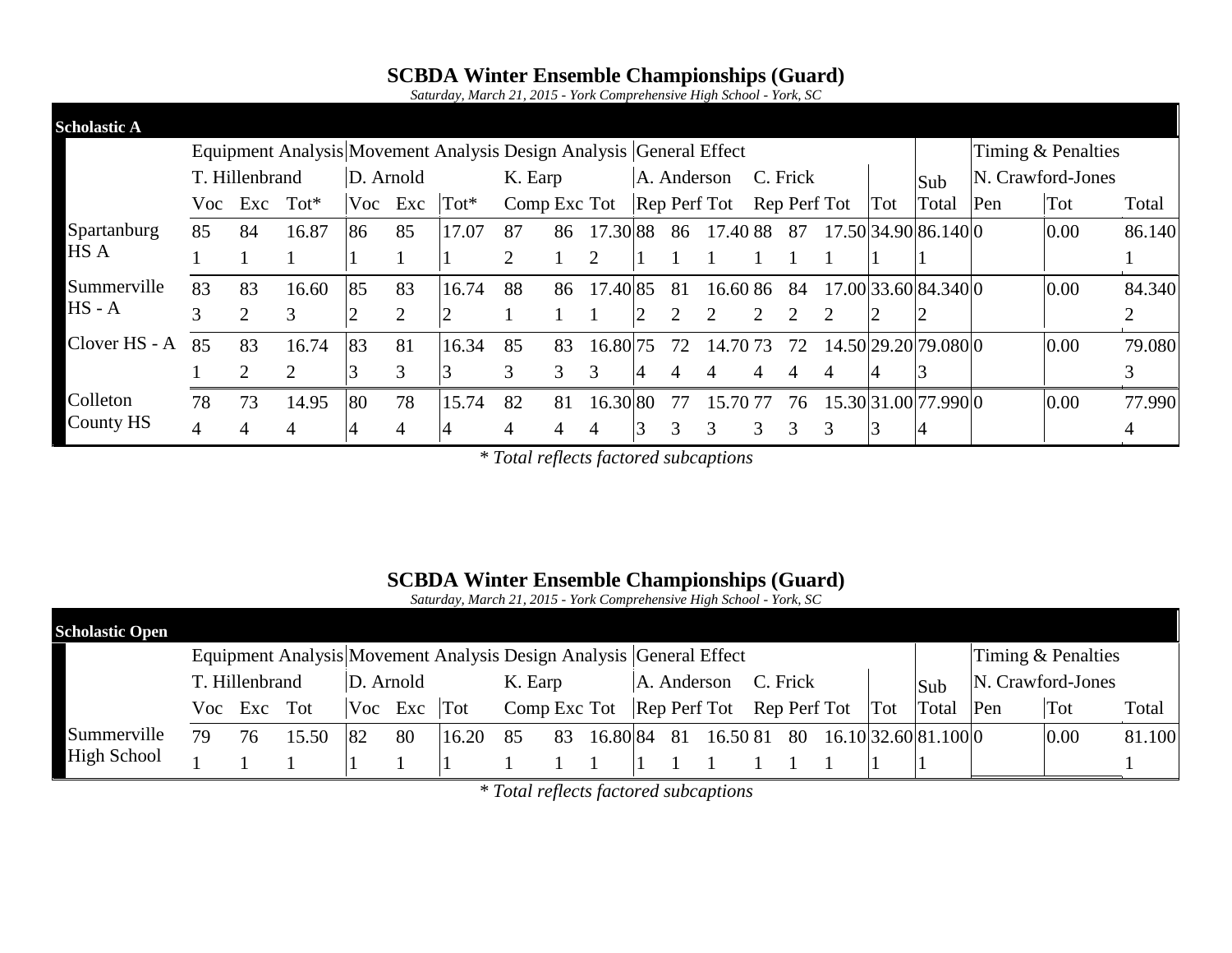## SCBDA Winter Ensemble Championships (Guard)

*Saturday, March 21, 2015 - York Comprehensive High School - York, SC*

| Scholastic A | | | | | | | | | | | | | | | | | | | | | |
|---|---|---|---|---|---|---|---|---|---|---|---|---|---|---|---|---|---|---|---|---|---|
| | Equipment Analysis | | | Movement Analysis | | | Design Analysis | | | General Effect | | | | | | | | | Timing & Penalties | | |
| | T. Hillenbrand | | | D. Arnold | | | K. Earp | | | A. Anderson | | | C. Frick | | | | Sub | | N. Crawford-Jones | | |
| | Voc | Exc | Tot* | Voc | Exc | Tot* | Comp | Exc | Tot | Rep | Perf | Tot | Rep | Perf | Tot | Tot | Total | | Pen | Tot | Total |
| Spartanburg HS A | 85 | 84 | 16.87 | 86 | 85 | 17.07 | 87 | 86 | 17.30 | 88 | 86 | 17.40 | 88 | 87 | 17.50 | 34.90 | 86.140 | | 0 | 0.00 | 86.140 |
| | 1 | 1 | 1 | 1 | 1 | 1 | 2 | 1 | 2 | 1 | 1 | 1 | 1 | 1 | 1 | 1 | 1 | | | | 1 |
| Summerville HS - A | 83 | 83 | 16.60 | 85 | 83 | 16.74 | 88 | 86 | 17.40 | 85 | 81 | 16.60 | 86 | 84 | 17.00 | 33.60 | 84.340 | | 0 | 0.00 | 84.340 |
| | 3 | 2 | 3 | 2 | 2 | 2 | 1 | 1 | 1 | 2 | 2 | 2 | 2 | 2 | 2 | 2 | 2 | | | | 2 |
| Clover HS - A | 85 | 83 | 16.74 | 83 | 81 | 16.34 | 85 | 83 | 16.80 | 75 | 72 | 14.70 | 73 | 72 | 14.50 | 29.20 | 79.080 | | 0 | 0.00 | 79.080 |
| | 1 | 2 | 2 | 3 | 3 | 3 | 3 | 3 | 3 | 4 | 4 | 4 | 4 | 4 | 4 | 4 | 3 | | | | 3 |
| Colleton County HS | 78 | 73 | 14.95 | 80 | 78 | 15.74 | 82 | 81 | 16.30 | 80 | 77 | 15.70 | 77 | 76 | 15.30 | 31.00 | 77.990 | | 0 | 0.00 | 77.990 |
| | 4 | 4 | 4 | 4 | 4 | 4 | 4 | 4 | 4 | 3 | 3 | 3 | 3 | 3 | 3 | 3 | 4 | | | | 4 |

*\* Total reflects factored subcaptions*

## SCBDA Winter Ensemble Championships (Guard)

*Saturday, March 21, 2015 - York Comprehensive High School - York, SC*

| Scholastic Open | | | | | | | | | | | | | | | | | | | | | |
|---|---|---|---|---|---|---|---|---|---|---|---|---|---|---|---|---|---|---|---|---|---|
| | Equipment Analysis | | | Movement Analysis | | | Design Analysis | | | General Effect | | | | | | | | | Timing & Penalties | | |
| | T. Hillenbrand | | | D. Arnold | | | K. Earp | | | A. Anderson | | | C. Frick | | | | Sub | | N. Crawford-Jones | | |
| | Voc | Exc | Tot | Voc | Exc | Tot | Comp | Exc | Tot | Rep | Perf | Tot | Rep | Perf | Tot | Tot | Total | | Pen | Tot | Total |
| Summerville High School | 79 | 76 | 15.50 | 82 | 80 | 16.20 | 85 | 83 | 16.80 | 84 | 81 | 16.50 | 81 | 80 | 16.10 | 32.60 | 81.100 | | 0 | 0.00 | 81.100 |
| | 1 | 1 | 1 | 1 | 1 | 1 | 1 | 1 | 1 | 1 | 1 | 1 | 1 | 1 | 1 | 1 | 1 | | | | 1 |

*\* Total reflects factored subcaptions*